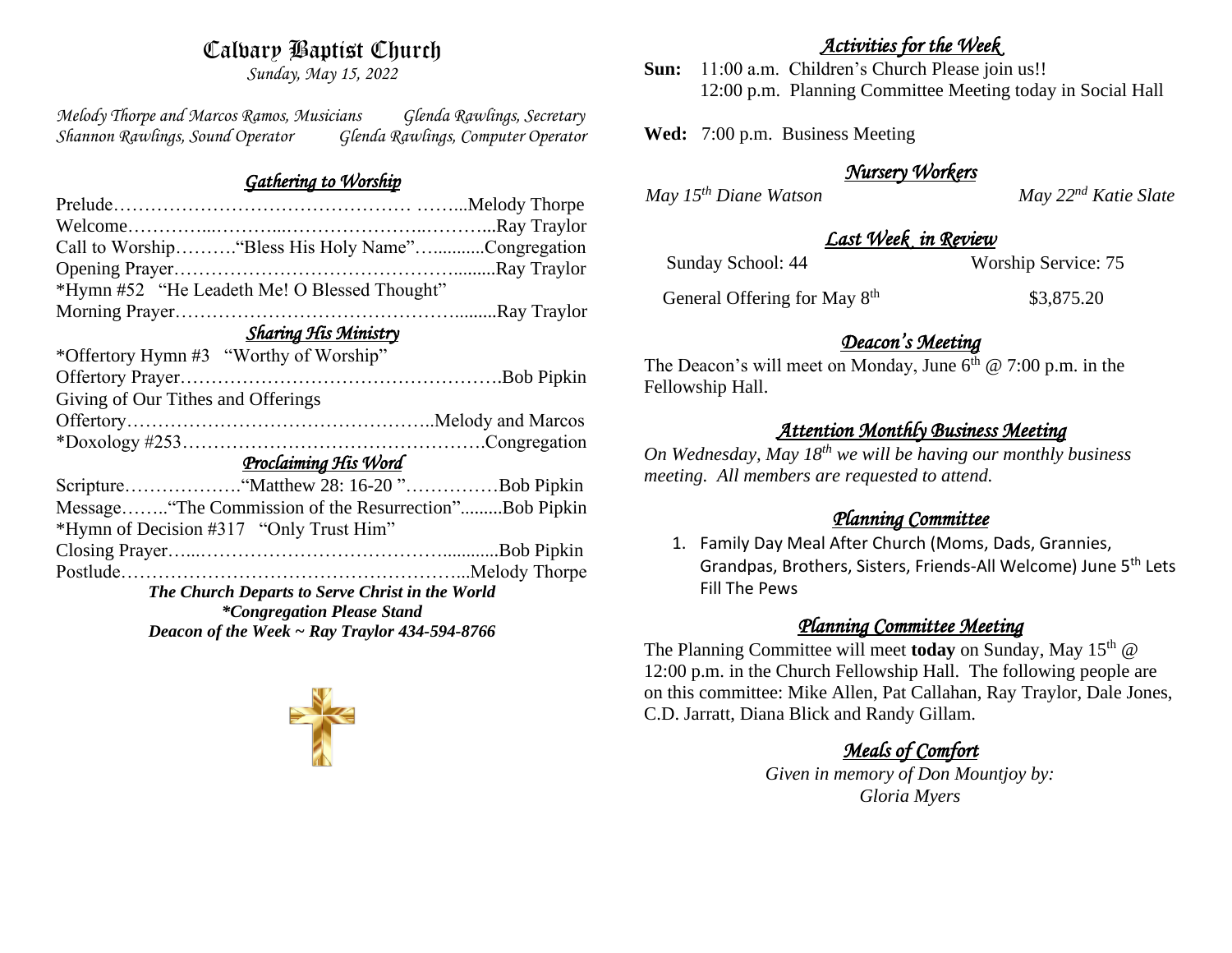# Calvary Baptist Church

*Sunday, May 15, 2022*

*Melody Thorpe and Marcos Ramos, Musicians* *Glenda Rawlings, Secretary*
*Shannon Rawlings, Sound Operator* *Glenda Rawlings, Computer Operator*

## *Gathering to Worship*

Prelude…………………………………………. ……...Melody Thorpe
Welcome…………...………...…………………...………...Ray Traylor
Call to Worship………"Bless His Holy Name"…...........Congregation
Opening Prayer…………………………………….........Ray Traylor
*Hymn #52 "He Leadeth Me! O Blessed Thought"
Morning Prayer………………………………………........Ray Traylor

## *Sharing His Ministry*

*Offertory Hymn #3 "Worthy of Worship"
Offertory Prayer…………………………………………….Bob Pipkin
Giving of Our Tithes and Offerings
Offertory…………………………………………..Melody and Marcos
*Doxology #253………………………………………….Congregation

## *Proclaiming His Word*

Scripture……………….."Matthew 28: 16-20 "……………Bob Pipkin
Message……."The Commission of the Resurrection".........Bob Pipkin
*Hymn of Decision #317 "Only Trust Him"
Closing Prayer…...…………………………………...........Bob Pipkin
Postlude………………………………………………...Melody Thorpe

***The Church Departs to Serve Christ in the World***
***\*Congregation Please Stand***
***Deacon of the Week ~ Ray Traylor 434-594-8766***

## *Activities for the Week*

**Sun:** 11:00 a.m. Children's Church Please join us!!
12:00 p.m. Planning Committee Meeting today in Social Hall

**Wed:** 7:00 p.m. Business Meeting

## *Nursery Workers*

*May 15th Diane Watson* *May 22nd Katie Slate*

## *Last Week in Review*

Sunday School: 44 Worship Service: 75

General Offering for May 8th $3,875.20

## *Deacon's Meeting*

The Deacon's will meet on Monday, June 6th @ 7:00 p.m. in the Fellowship Hall.

## *Attention Monthly Business Meeting*

*On Wednesday, May 18th we will be having our monthly business meeting. All members are requested to attend.*

## *Planning Committee*

1. Family Day Meal After Church (Moms, Dads, Grannies, Grandpas, Brothers, Sisters, Friends-All Welcome) June 5th Lets Fill The Pews

## *Planning Committee Meeting*

The Planning Committee will meet **today** on Sunday, May 15th @ 12:00 p.m. in the Church Fellowship Hall. The following people are on this committee: Mike Allen, Pat Callahan, Ray Traylor, Dale Jones, C.D. Jarratt, Diana Blick and Randy Gillam.

## *Meals of Comfort*

*Given in memory of Don Mountjoy by:*
*Gloria Myers*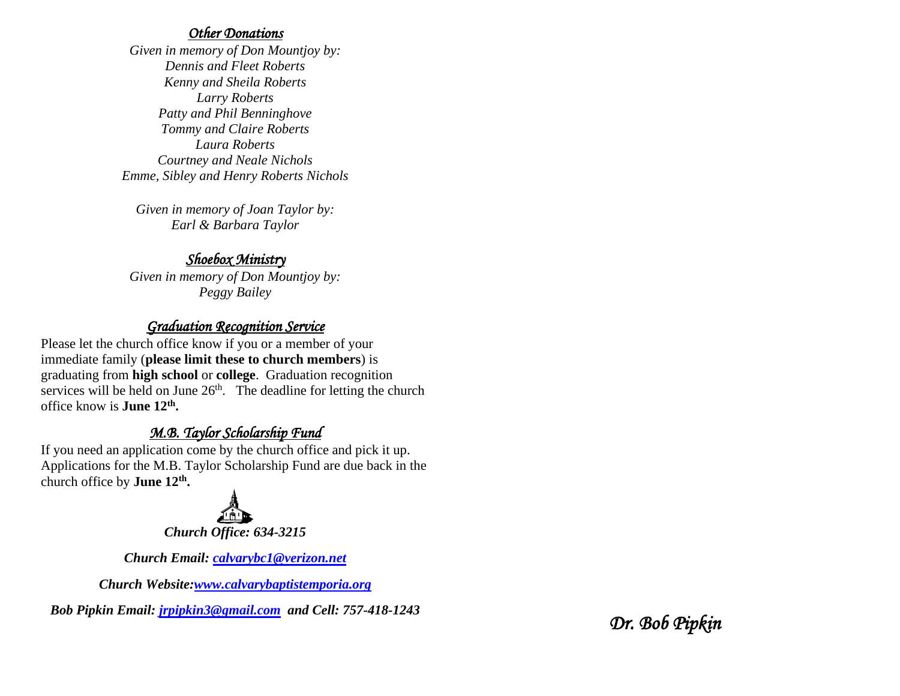### *Other Donations*

*Given in memory of Don Mountjoy by:*
*Dennis and Fleet Roberts*
*Kenny and Sheila Roberts*
*Larry Roberts*
*Patty and Phil Benninghove*
*Tommy and Claire Roberts*
*Laura Roberts*
*Courtney and Neale Nichols*
*Emme, Sibley and Henry Roberts Nichols*

*Given in memory of Joan Taylor by:*
*Earl & Barbara Taylor*

### *Shoebox Ministry*

*Given in memory of Don Mountjoy by:*
*Peggy Bailey*

### *Graduation Recognition Service*

Please let the church office know if you or a member of your immediate family (**please limit these to church members**) is graduating from **high school** or **college**. Graduation recognition services will be held on June 26th. The deadline for letting the church office know is **June 12th.**

### *M.B. Taylor Scholarship Fund*

If you need an application come by the church office and pick it up. Applications for the M.B. Taylor Scholarship Fund are due back in the church office by **June 12th.**

***Church Office: 634-3215***

***Church Email: calvarybc1@verizon.net***

***Church Website: www.calvarybaptistemporia.org***

***Bob Pipkin Email: jrpipkin3@gmail.com and Cell: 757-418-1243***

*Dr. Bob Pipkin*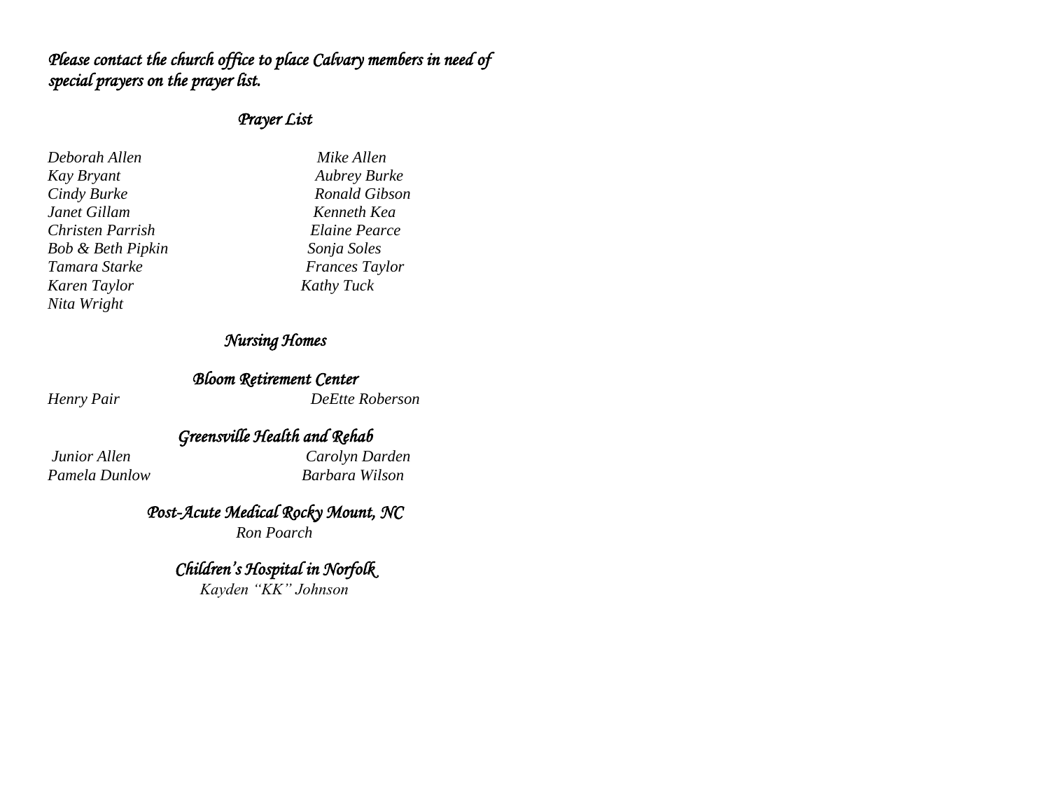*Please contact the church office to place Calvary members in need of special prayers on the prayer list.*

## *Prayer List*

*Deborah Allen*
*Mike Allen*
*Kay Bryant*
*Aubrey Burke*
*Cindy Burke*
*Ronald Gibson*
*Janet Gillam*
*Kenneth Kea*
*Christen Parrish*
*Elaine Pearce*
*Bob & Beth Pipkin*
*Sonja Soles*
*Tamara Starke*
*Frances Taylor*
*Karen Taylor*
*Kathy Tuck*
*Nita Wright*

## *Nursing Homes*

### *Bloom Retirement Center*

*Henry Pair*
*DeEtte Roberson*

### *Greensville Health and Rehab*

*Junior Allen*
*Carolyn Darden*
*Pamela Dunlow*
*Barbara Wilson*

### *Post-Acute Medical Rocky Mount, NC*

*Ron Poarch*

### *Children's Hospital in Norfolk*

*Kayden "KK" Johnson*